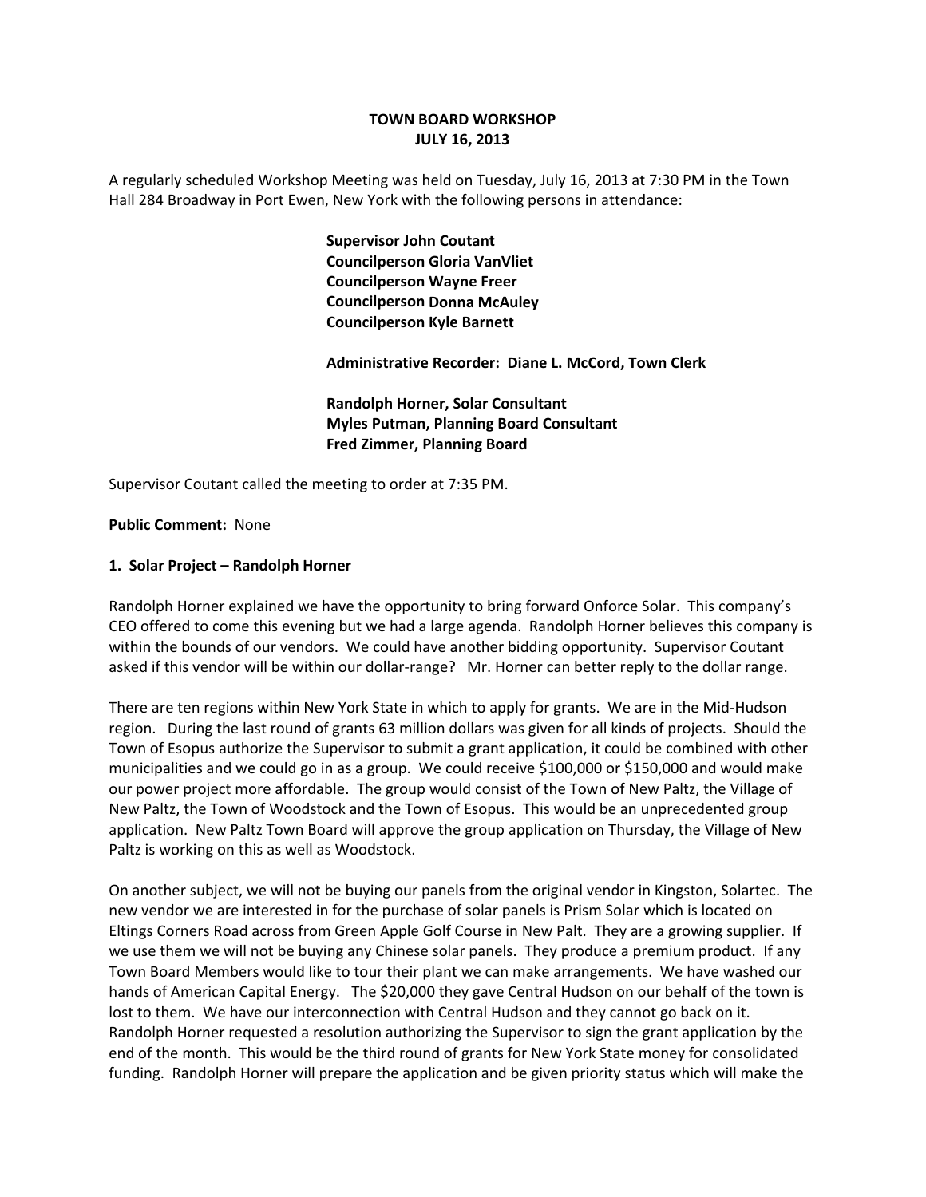# TOWN BOARD WORKSHOP
## JULY 16, 2013

A regularly scheduled Workshop Meeting was held on Tuesday, July 16, 2013 at 7:30 PM in the Town Hall 284 Broadway in Port Ewen, New York with the following persons in attendance:

**Supervisor John Coutant**
**Councilperson Gloria VanVliet**
**Councilperson Wayne Freer**
**Councilperson Donna McAuley**
**Councilperson Kyle Barnett**

**Administrative Recorder: Diane L. McCord, Town Clerk**

**Randolph Horner, Solar Consultant**
**Myles Putman, Planning Board Consultant**
**Fred Zimmer, Planning Board**

Supervisor Coutant called the meeting to order at 7:35 PM.

**Public Comment:** None

**1. Solar Project – Randolph Horner**

Randolph Horner explained we have the opportunity to bring forward Onforce Solar. This company's CEO offered to come this evening but we had a large agenda. Randolph Horner believes this company is within the bounds of our vendors. We could have another bidding opportunity. Supervisor Coutant asked if this vendor will be within our dollar-range? Mr. Horner can better reply to the dollar range.

There are ten regions within New York State in which to apply for grants. We are in the Mid-Hudson region. During the last round of grants 63 million dollars was given for all kinds of projects. Should the Town of Esopus authorize the Supervisor to submit a grant application, it could be combined with other municipalities and we could go in as a group. We could receive $100,000 or $150,000 and would make our power project more affordable. The group would consist of the Town of New Paltz, the Village of New Paltz, the Town of Woodstock and the Town of Esopus. This would be an unprecedented group application. New Paltz Town Board will approve the group application on Thursday, the Village of New Paltz is working on this as well as Woodstock.

On another subject, we will not be buying our panels from the original vendor in Kingston, Solartec. The new vendor we are interested in for the purchase of solar panels is Prism Solar which is located on Eltings Corners Road across from Green Apple Golf Course in New Palt. They are a growing supplier. If we use them we will not be buying any Chinese solar panels. They produce a premium product. If any Town Board Members would like to tour their plant we can make arrangements. We have washed our hands of American Capital Energy. The $20,000 they gave Central Hudson on our behalf of the town is lost to them. We have our interconnection with Central Hudson and they cannot go back on it. Randolph Horner requested a resolution authorizing the Supervisor to sign the grant application by the end of the month. This would be the third round of grants for New York State money for consolidated funding. Randolph Horner will prepare the application and be given priority status which will make the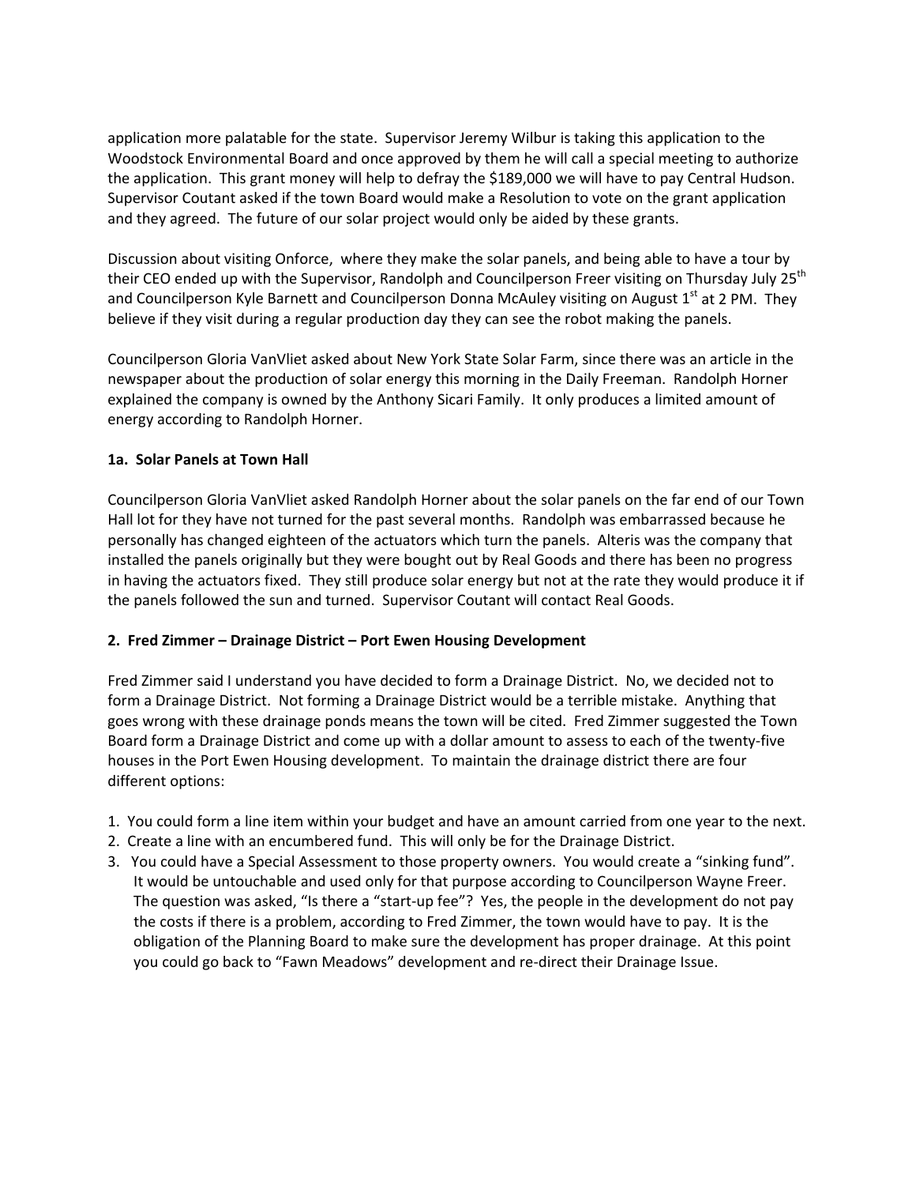application more palatable for the state. Supervisor Jeremy Wilbur is taking this application to the Woodstock Environmental Board and once approved by them he will call a special meeting to authorize the application. This grant money will help to defray the $189,000 we will have to pay Central Hudson. Supervisor Coutant asked if the town Board would make a Resolution to vote on the grant application and they agreed. The future of our solar project would only be aided by these grants.

Discussion about visiting Onforce, where they make the solar panels, and being able to have a tour by their CEO ended up with the Supervisor, Randolph and Councilperson Freer visiting on Thursday July 25th and Councilperson Kyle Barnett and Councilperson Donna McAuley visiting on August 1st at 2 PM. They believe if they visit during a regular production day they can see the robot making the panels.

Councilperson Gloria VanVliet asked about New York State Solar Farm, since there was an article in the newspaper about the production of solar energy this morning in the Daily Freeman. Randolph Horner explained the company is owned by the Anthony Sicari Family. It only produces a limited amount of energy according to Randolph Horner.

**1a. Solar Panels at Town Hall**

Councilperson Gloria VanVliet asked Randolph Horner about the solar panels on the far end of our Town Hall lot for they have not turned for the past several months. Randolph was embarrassed because he personally has changed eighteen of the actuators which turn the panels. Alteris was the company that installed the panels originally but they were bought out by Real Goods and there has been no progress in having the actuators fixed. They still produce solar energy but not at the rate they would produce it if the panels followed the sun and turned. Supervisor Coutant will contact Real Goods.

**2. Fred Zimmer – Drainage District – Port Ewen Housing Development**

Fred Zimmer said I understand you have decided to form a Drainage District. No, we decided not to form a Drainage District. Not forming a Drainage District would be a terrible mistake. Anything that goes wrong with these drainage ponds means the town will be cited. Fred Zimmer suggested the Town Board form a Drainage District and come up with a dollar amount to assess to each of the twenty-five houses in the Port Ewen Housing development. To maintain the drainage district there are four different options:

1. You could form a line item within your budget and have an amount carried from one year to the next.
2. Create a line with an encumbered fund. This will only be for the Drainage District.
3. You could have a Special Assessment to those property owners. You would create a "sinking fund". It would be untouchable and used only for that purpose according to Councilperson Wayne Freer. The question was asked, "Is there a "start-up fee"? Yes, the people in the development do not pay the costs if there is a problem, according to Fred Zimmer, the town would have to pay. It is the obligation of the Planning Board to make sure the development has proper drainage. At this point you could go back to "Fawn Meadows" development and re-direct their Drainage Issue.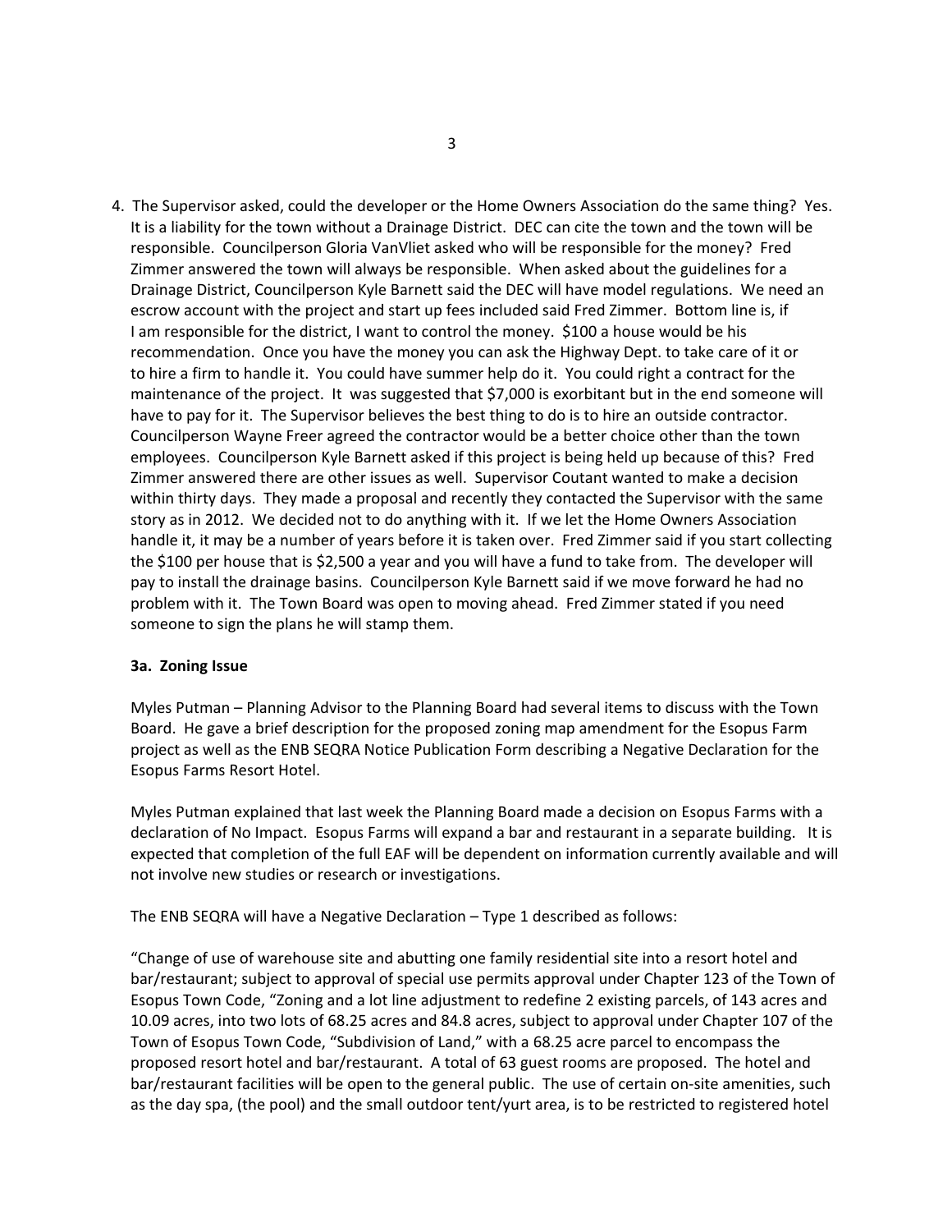4. The Supervisor asked, could the developer or the Home Owners Association do the same thing? Yes. It is a liability for the town without a Drainage District. DEC can cite the town and the town will be responsible. Councilperson Gloria VanVliet asked who will be responsible for the money? Fred Zimmer answered the town will always be responsible. When asked about the guidelines for a Drainage District, Councilperson Kyle Barnett said the DEC will have model regulations. We need an escrow account with the project and start up fees included said Fred Zimmer. Bottom line is, if I am responsible for the district, I want to control the money. $100 a house would be his recommendation. Once you have the money you can ask the Highway Dept. to take care of it or to hire a firm to handle it. You could have summer help do it. You could right a contract for the maintenance of the project. It was suggested that $7,000 is exorbitant but in the end someone will have to pay for it. The Supervisor believes the best thing to do is to hire an outside contractor. Councilperson Wayne Freer agreed the contractor would be a better choice other than the town employees. Councilperson Kyle Barnett asked if this project is being held up because of this? Fred Zimmer answered there are other issues as well. Supervisor Coutant wanted to make a decision within thirty days. They made a proposal and recently they contacted the Supervisor with the same story as in 2012. We decided not to do anything with it. If we let the Home Owners Association handle it, it may be a number of years before it is taken over. Fred Zimmer said if you start collecting the $100 per house that is $2,500 a year and you will have a fund to take from. The developer will pay to install the drainage basins. Councilperson Kyle Barnett said if we move forward he had no problem with it. The Town Board was open to moving ahead. Fred Zimmer stated if you need someone to sign the plans he will stamp them.

**3a. Zoning Issue**

Myles Putman – Planning Advisor to the Planning Board had several items to discuss with the Town Board. He gave a brief description for the proposed zoning map amendment for the Esopus Farm project as well as the ENB SEQRA Notice Publication Form describing a Negative Declaration for the Esopus Farms Resort Hotel.

Myles Putman explained that last week the Planning Board made a decision on Esopus Farms with a declaration of No Impact. Esopus Farms will expand a bar and restaurant in a separate building. It is expected that completion of the full EAF will be dependent on information currently available and will not involve new studies or research or investigations.

The ENB SEQRA will have a Negative Declaration – Type 1 described as follows:

"Change of use of warehouse site and abutting one family residential site into a resort hotel and bar/restaurant; subject to approval of special use permits approval under Chapter 123 of the Town of Esopus Town Code, "Zoning and a lot line adjustment to redefine 2 existing parcels, of 143 acres and 10.09 acres, into two lots of 68.25 acres and 84.8 acres, subject to approval under Chapter 107 of the Town of Esopus Town Code, "Subdivision of Land," with a 68.25 acre parcel to encompass the proposed resort hotel and bar/restaurant. A total of 63 guest rooms are proposed. The hotel and bar/restaurant facilities will be open to the general public. The use of certain on-site amenities, such as the day spa, (the pool) and the small outdoor tent/yurt area, is to be restricted to registered hotel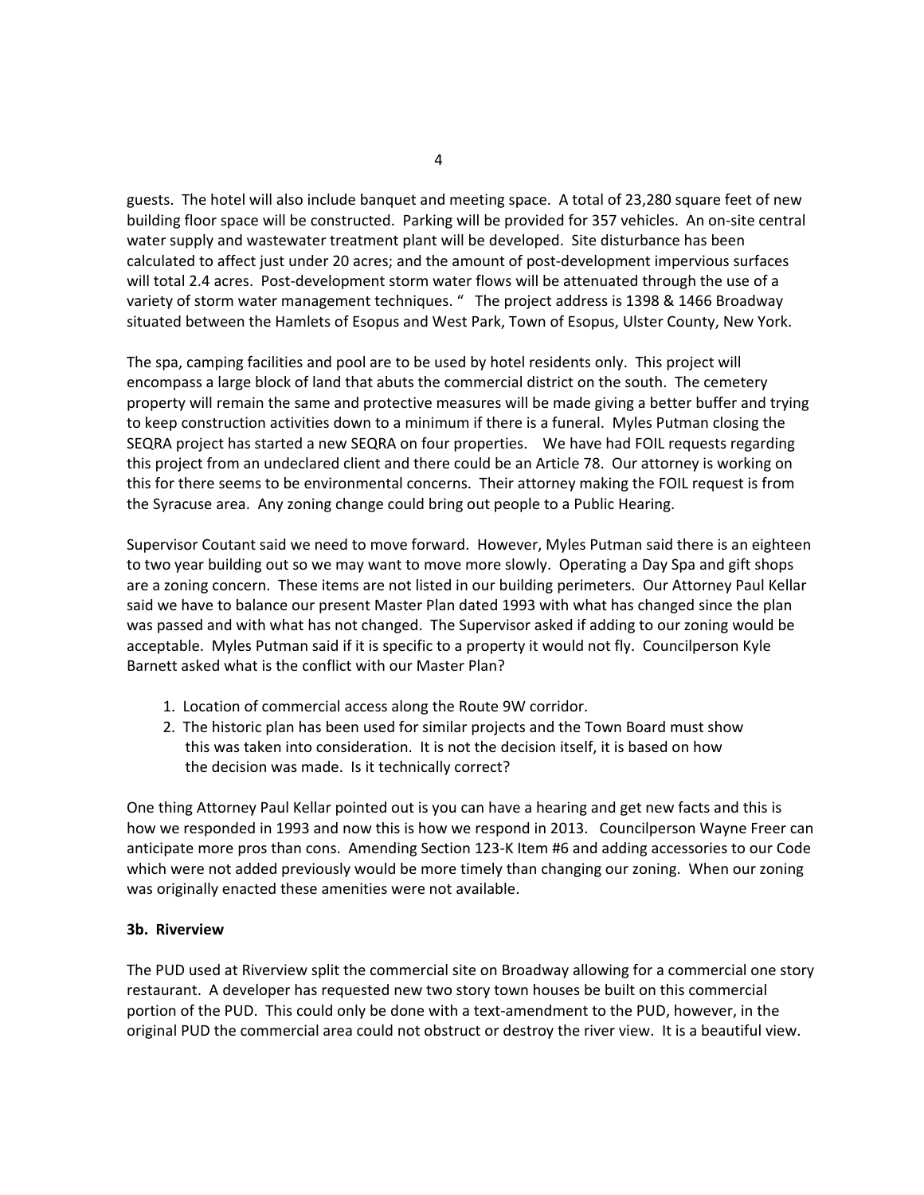guests. The hotel will also include banquet and meeting space. A total of 23,280 square feet of new building floor space will be constructed. Parking will be provided for 357 vehicles. An on-site central water supply and wastewater treatment plant will be developed. Site disturbance has been calculated to affect just under 20 acres; and the amount of post-development impervious surfaces will total 2.4 acres. Post-development storm water flows will be attenuated through the use of a variety of storm water management techniques. " The project address is 1398 & 1466 Broadway situated between the Hamlets of Esopus and West Park, Town of Esopus, Ulster County, New York.

The spa, camping facilities and pool are to be used by hotel residents only. This project will encompass a large block of land that abuts the commercial district on the south. The cemetery property will remain the same and protective measures will be made giving a better buffer and trying to keep construction activities down to a minimum if there is a funeral. Myles Putman closing the SEQRA project has started a new SEQRA on four properties. We have had FOIL requests regarding this project from an undeclared client and there could be an Article 78. Our attorney is working on this for there seems to be environmental concerns. Their attorney making the FOIL request is from the Syracuse area. Any zoning change could bring out people to a Public Hearing.

Supervisor Coutant said we need to move forward. However, Myles Putman said there is an eighteen to two year building out so we may want to move more slowly. Operating a Day Spa and gift shops are a zoning concern. These items are not listed in our building perimeters. Our Attorney Paul Kellar said we have to balance our present Master Plan dated 1993 with what has changed since the plan was passed and with what has not changed. The Supervisor asked if adding to our zoning would be acceptable. Myles Putman said if it is specific to a property it would not fly. Councilperson Kyle Barnett asked what is the conflict with our Master Plan?

1. Location of commercial access along the Route 9W corridor.
2. The historic plan has been used for similar projects and the Town Board must show this was taken into consideration. It is not the decision itself, it is based on how the decision was made. Is it technically correct?

One thing Attorney Paul Kellar pointed out is you can have a hearing and get new facts and this is how we responded in 1993 and now this is how we respond in 2013. Councilperson Wayne Freer can anticipate more pros than cons. Amending Section 123-K Item #6 and adding accessories to our Code which were not added previously would be more timely than changing our zoning. When our zoning was originally enacted these amenities were not available.

**3b. Riverview**

The PUD used at Riverview split the commercial site on Broadway allowing for a commercial one story restaurant. A developer has requested new two story town houses be built on this commercial portion of the PUD. This could only be done with a text-amendment to the PUD, however, in the original PUD the commercial area could not obstruct or destroy the river view. It is a beautiful view.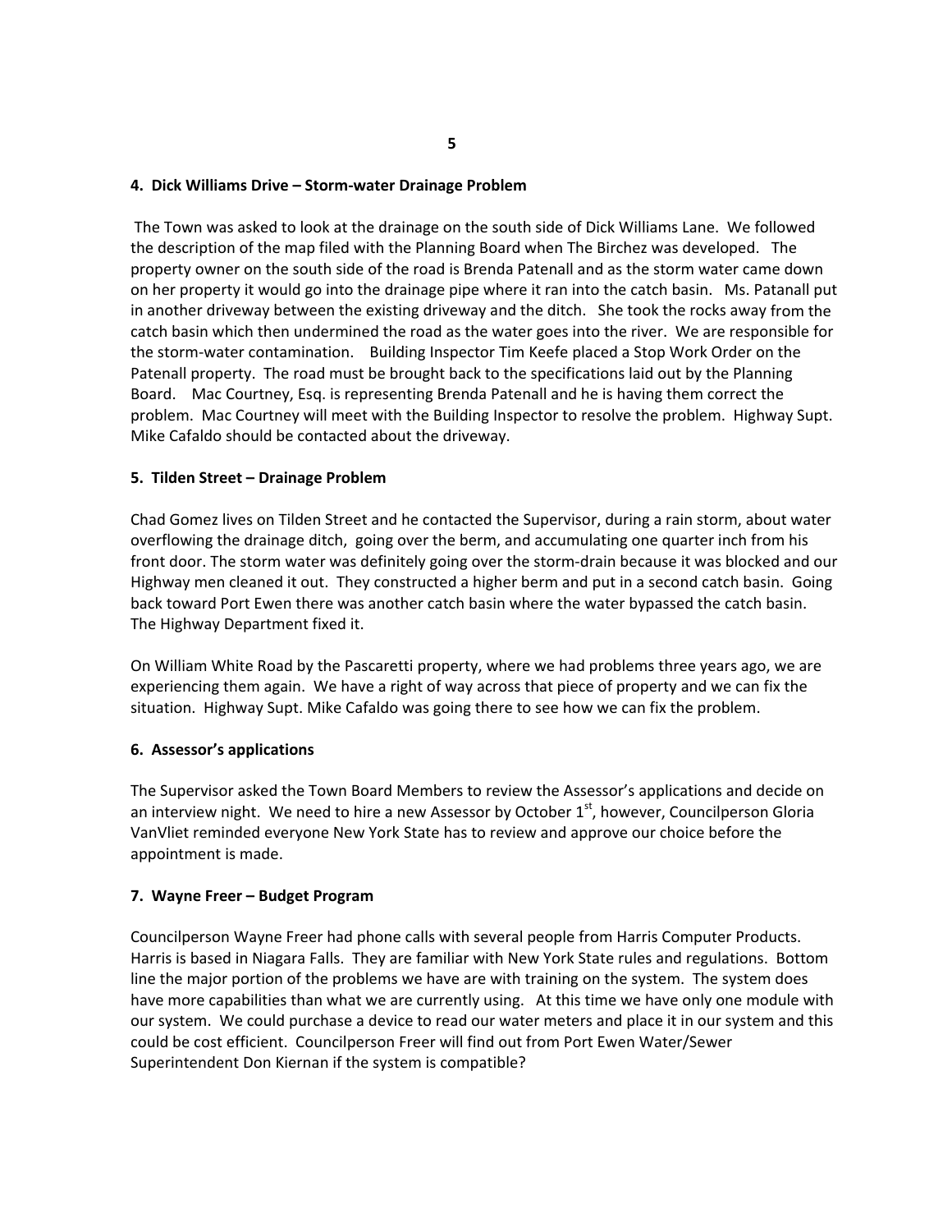**4. Dick Williams Drive – Storm-water Drainage Problem**

The Town was asked to look at the drainage on the south side of Dick Williams Lane. We followed the description of the map filed with the Planning Board when The Birchez was developed. The property owner on the south side of the road is Brenda Patenall and as the storm water came down on her property it would go into the drainage pipe where it ran into the catch basin. Ms. Patanall put in another driveway between the existing driveway and the ditch. She took the rocks away from the catch basin which then undermined the road as the water goes into the river. We are responsible for the storm-water contamination. Building Inspector Tim Keefe placed a Stop Work Order on the Patenall property. The road must be brought back to the specifications laid out by the Planning Board. Mac Courtney, Esq. is representing Brenda Patenall and he is having them correct the problem. Mac Courtney will meet with the Building Inspector to resolve the problem. Highway Supt. Mike Cafaldo should be contacted about the driveway.

**5. Tilden Street – Drainage Problem**

Chad Gomez lives on Tilden Street and he contacted the Supervisor, during a rain storm, about water overflowing the drainage ditch, going over the berm, and accumulating one quarter inch from his front door. The storm water was definitely going over the storm-drain because it was blocked and our Highway men cleaned it out. They constructed a higher berm and put in a second catch basin. Going back toward Port Ewen there was another catch basin where the water bypassed the catch basin. The Highway Department fixed it.

On William White Road by the Pascaretti property, where we had problems three years ago, we are experiencing them again. We have a right of way across that piece of property and we can fix the situation. Highway Supt. Mike Cafaldo was going there to see how we can fix the problem.

**6. Assessor's applications**

The Supervisor asked the Town Board Members to review the Assessor's applications and decide on an interview night. We need to hire a new Assessor by October 1st, however, Councilperson Gloria VanVliet reminded everyone New York State has to review and approve our choice before the appointment is made.

**7. Wayne Freer – Budget Program**

Councilperson Wayne Freer had phone calls with several people from Harris Computer Products. Harris is based in Niagara Falls. They are familiar with New York State rules and regulations. Bottom line the major portion of the problems we have are with training on the system. The system does have more capabilities than what we are currently using. At this time we have only one module with our system. We could purchase a device to read our water meters and place it in our system and this could be cost efficient. Councilperson Freer will find out from Port Ewen Water/Sewer Superintendent Don Kiernan if the system is compatible?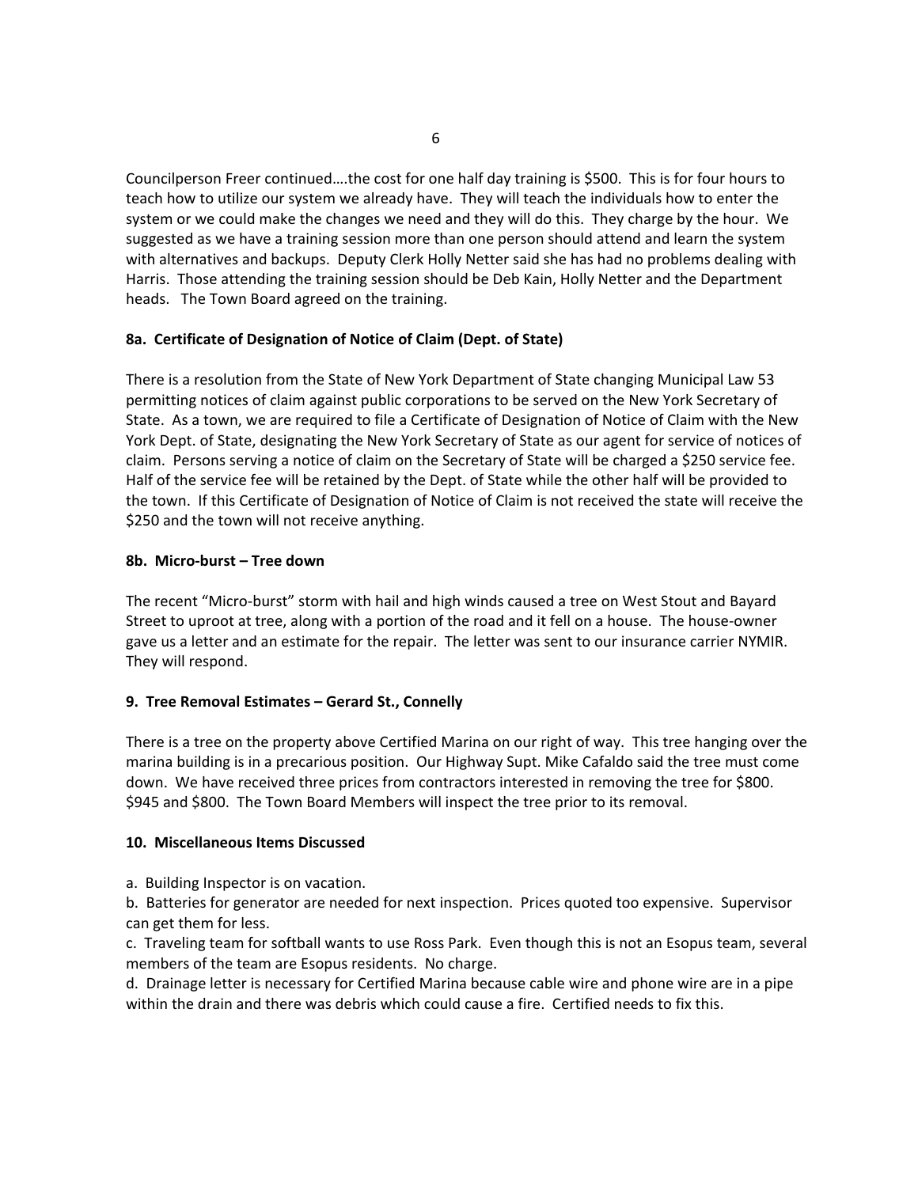Councilperson Freer continued….the cost for one half day training is $500. This is for four hours to teach how to utilize our system we already have. They will teach the individuals how to enter the system or we could make the changes we need and they will do this. They charge by the hour. We suggested as we have a training session more than one person should attend and learn the system with alternatives and backups. Deputy Clerk Holly Netter said she has had no problems dealing with Harris. Those attending the training session should be Deb Kain, Holly Netter and the Department heads. The Town Board agreed on the training.

**8a. Certificate of Designation of Notice of Claim (Dept. of State)**

There is a resolution from the State of New York Department of State changing Municipal Law 53 permitting notices of claim against public corporations to be served on the New York Secretary of State. As a town, we are required to file a Certificate of Designation of Notice of Claim with the New York Dept. of State, designating the New York Secretary of State as our agent for service of notices of claim. Persons serving a notice of claim on the Secretary of State will be charged a $250 service fee. Half of the service fee will be retained by the Dept. of State while the other half will be provided to the town. If this Certificate of Designation of Notice of Claim is not received the state will receive the $250 and the town will not receive anything.

**8b. Micro-burst – Tree down**

The recent "Micro-burst" storm with hail and high winds caused a tree on West Stout and Bayard Street to uproot at tree, along with a portion of the road and it fell on a house. The house-owner gave us a letter and an estimate for the repair. The letter was sent to our insurance carrier NYMIR. They will respond.

**9. Tree Removal Estimates – Gerard St., Connelly**

There is a tree on the property above Certified Marina on our right of way. This tree hanging over the marina building is in a precarious position. Our Highway Supt. Mike Cafaldo said the tree must come down. We have received three prices from contractors interested in removing the tree for $800. $945 and $800. The Town Board Members will inspect the tree prior to its removal.

**10. Miscellaneous Items Discussed**

a. Building Inspector is on vacation.
b. Batteries for generator are needed for next inspection. Prices quoted too expensive. Supervisor can get them for less.
c. Traveling team for softball wants to use Ross Park. Even though this is not an Esopus team, several members of the team are Esopus residents. No charge.
d. Drainage letter is necessary for Certified Marina because cable wire and phone wire are in a pipe within the drain and there was debris which could cause a fire. Certified needs to fix this.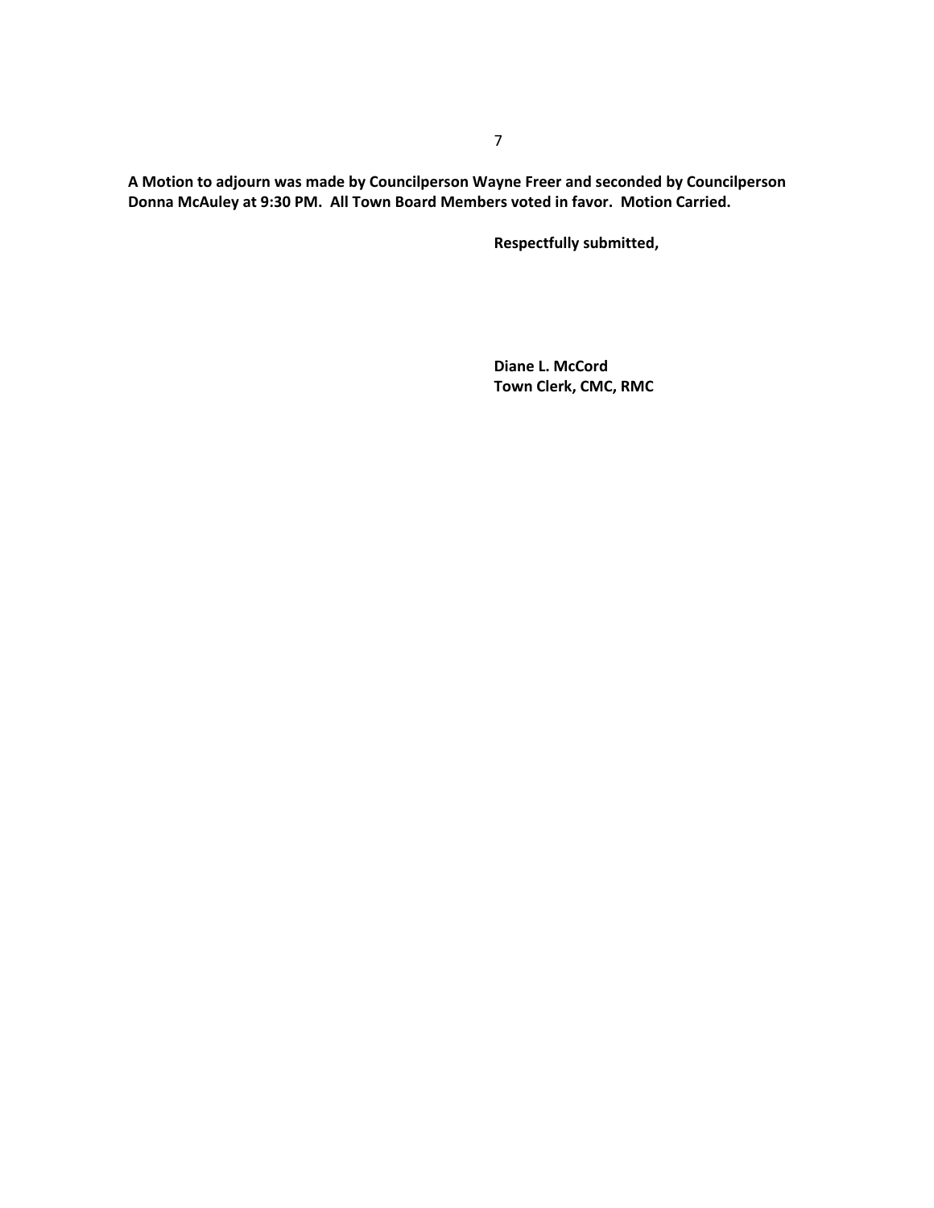**A Motion to adjourn was made by Councilperson Wayne Freer and seconded by Councilperson Donna McAuley at 9:30 PM. All Town Board Members voted in favor. Motion Carried.**

**Respectfully submitted,**

**Diane L. McCord**
**Town Clerk, CMC, RMC**